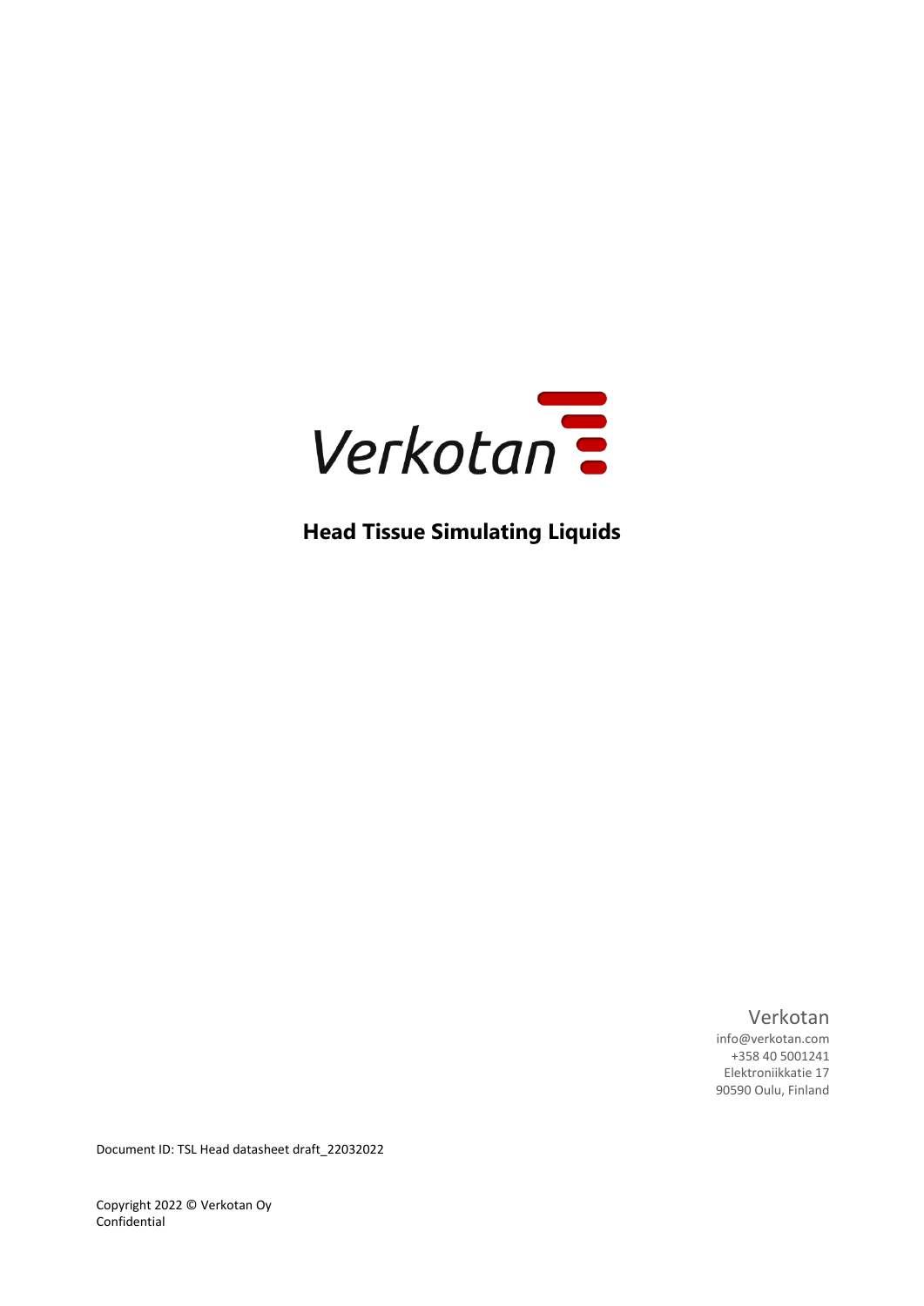Verkotan

# Head Tissue Simulating Liquids

Verkotan
info@verkotan.com
+358 40 5001241
Elektroniikkatie 17
90590 Oulu, Finland

Document ID: TSL Head datasheet draft_22032022

Copyright 2022 © Verkotan Oy
Confidential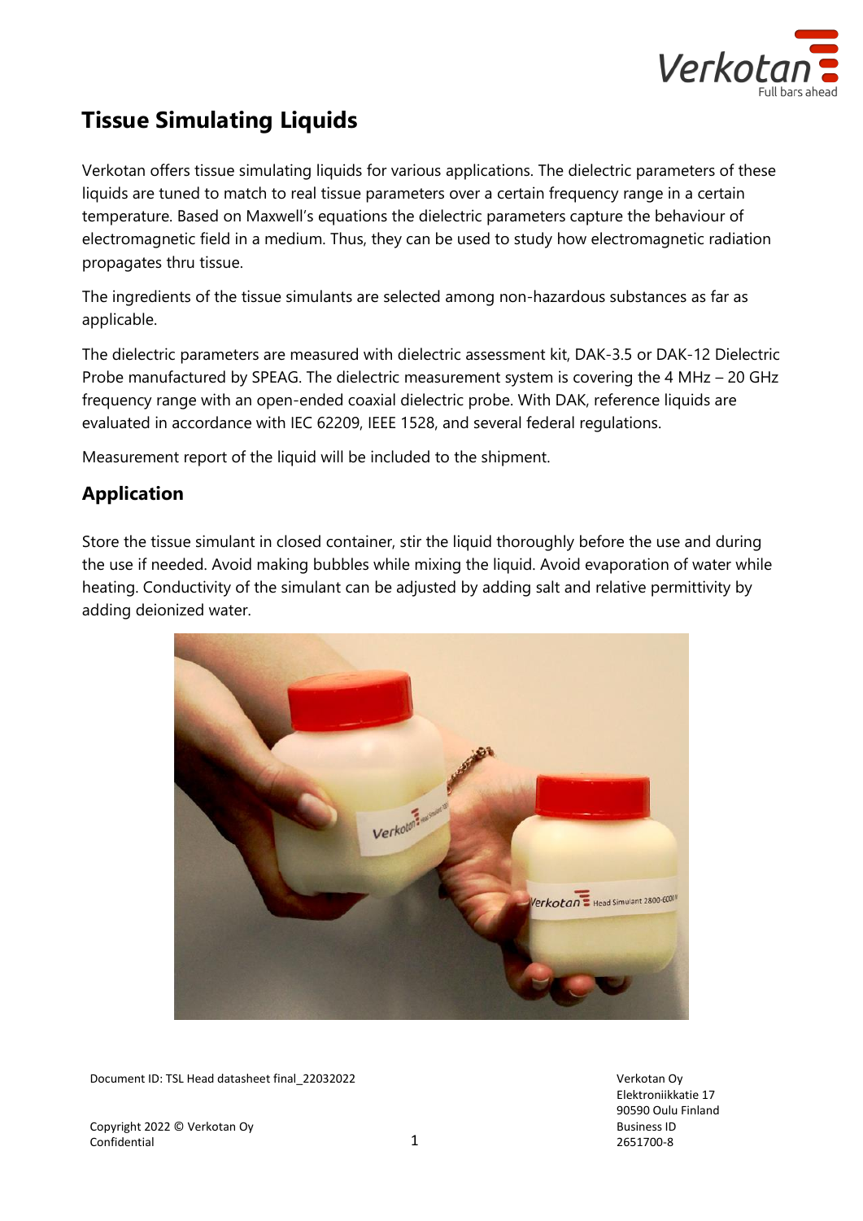# Tissue Simulating Liquids

Verkotan offers tissue simulating liquids for various applications. The dielectric parameters of these liquids are tuned to match to real tissue parameters over a certain frequency range in a certain temperature. Based on Maxwell's equations the dielectric parameters capture the behaviour of electromagnetic field in a medium. Thus, they can be used to study how electromagnetic radiation propagates thru tissue.

The ingredients of the tissue simulants are selected among non-hazardous substances as far as applicable.

The dielectric parameters are measured with dielectric assessment kit, DAK-3.5 or DAK-12 Dielectric Probe manufactured by SPEAG. The dielectric measurement system is covering the 4 MHz – 20 GHz frequency range with an open-ended coaxial dielectric probe. With DAK, reference liquids are evaluated in accordance with IEC 62209, IEEE 1528, and several federal regulations.

Measurement report of the liquid will be included to the shipment.

## Application

Store the tissue simulant in closed container, stir the liquid thoroughly before the use and during the use if needed. Avoid making bubbles while mixing the liquid. Avoid evaporation of water while heating. Conductivity of the simulant can be adjusted by adding salt and relative permittivity by adding deionized water.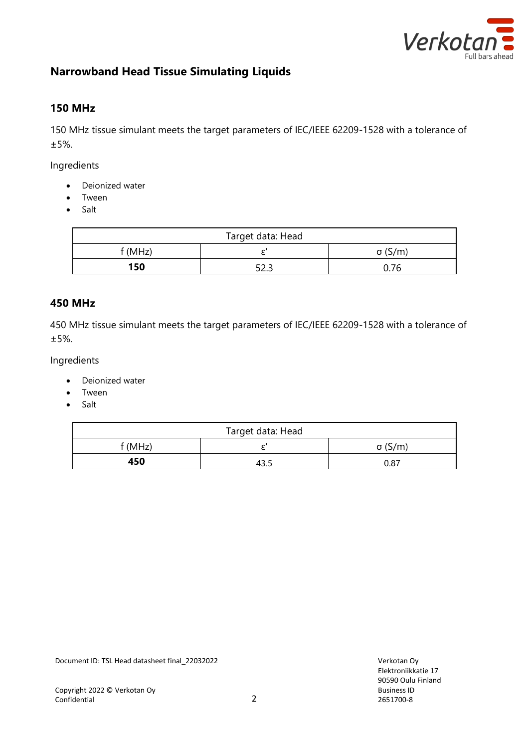## Narrowband Head Tissue Simulating Liquids

### 150 MHz

150 MHz tissue simulant meets the target parameters of IEC/IEEE 62209-1528 with a tolerance of ±5%.

Ingredients

- Deionized water
- Tween
- Salt

| Target data: Head | | |
|---|---|---|
| f (MHz) | ε' | σ (S/m) |
| **150** | 52.3 | 0.76 |

### 450 MHz

450 MHz tissue simulant meets the target parameters of IEC/IEEE 62209-1528 with a tolerance of ±5%.

Ingredients

- Deionized water
- Tween
- Salt

| Target data: Head | | |
|---|---|---|
| f (MHz) | ε' | σ (S/m) |
| **450** | 43.5 | 0.87 |

Document ID: TSL Head datasheet final_22032022

Copyright 2022 © Verkotan Oy
Confidential

Verkotan Oy
Elektroniikkatie 17
90590 Oulu Finland
Business ID
2651700-8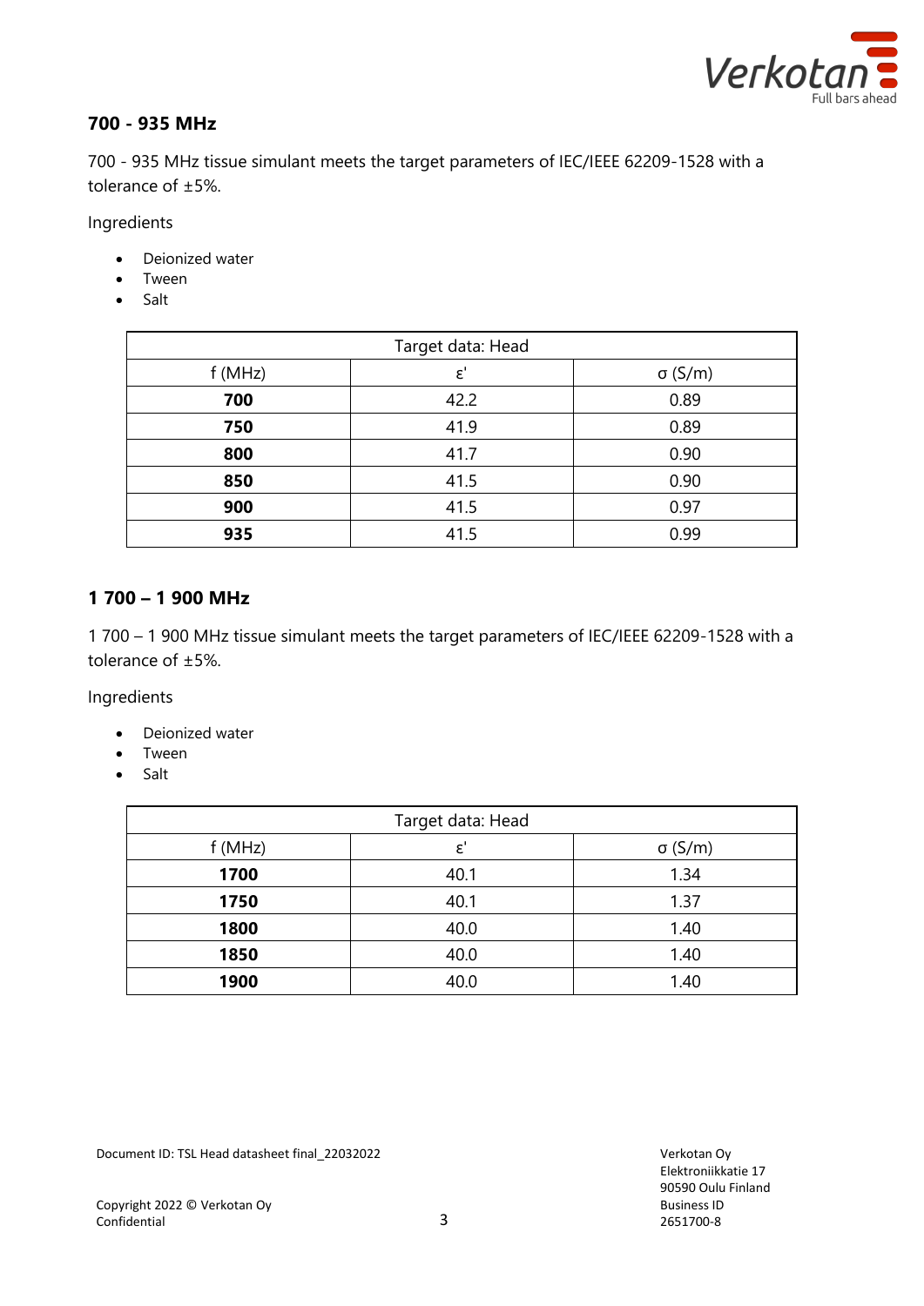## 700 - 935 MHz

700 - 935 MHz tissue simulant meets the target parameters of IEC/IEEE 62209-1528 with a tolerance of ±5%.

Ingredients

- Deionized water
- Tween
- Salt

| Target data: Head | | |
|---|---|---|
| f (MHz) | ε' | σ (S/m) |
| **700** | 42.2 | 0.89 |
| **750** | 41.9 | 0.89 |
| **800** | 41.7 | 0.90 |
| **850** | 41.5 | 0.90 |
| **900** | 41.5 | 0.97 |
| **935** | 41.5 | 0.99 |

## 1 700 – 1 900 MHz

1 700 – 1 900 MHz tissue simulant meets the target parameters of IEC/IEEE 62209-1528 with a tolerance of ±5%.

Ingredients

- Deionized water
- Tween
- Salt

| Target data: Head | | |
|---|---|---|
| f (MHz) | ε' | σ (S/m) |
| **1700** | 40.1 | 1.34 |
| **1750** | 40.1 | 1.37 |
| **1800** | 40.0 | 1.40 |
| **1850** | 40.0 | 1.40 |
| **1900** | 40.0 | 1.40 |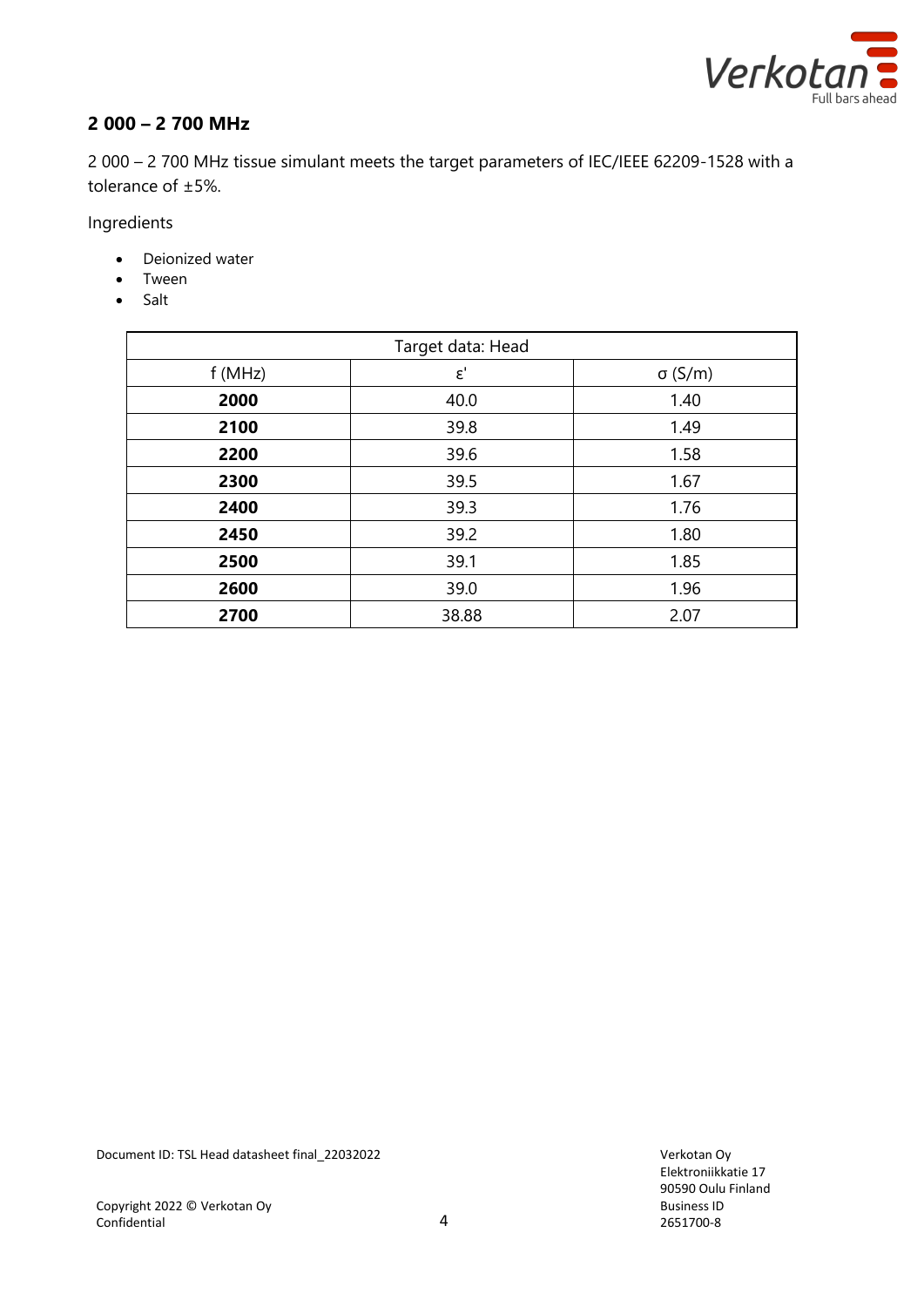## 2 000 – 2 700 MHz

2 000 – 2 700 MHz tissue simulant meets the target parameters of IEC/IEEE 62209-1528 with a tolerance of ±5%.

Ingredients

- Deionized water
- Tween
- Salt

| Target data: Head | | |
|---|---|---|
| f (MHz) | ε' | σ (S/m) |
| **2000** | 40.0 | 1.40 |
| **2100** | 39.8 | 1.49 |
| **2200** | 39.6 | 1.58 |
| **2300** | 39.5 | 1.67 |
| **2400** | 39.3 | 1.76 |
| **2450** | 39.2 | 1.80 |
| **2500** | 39.1 | 1.85 |
| **2600** | 39.0 | 1.96 |
| **2700** | 38.88 | 2.07 |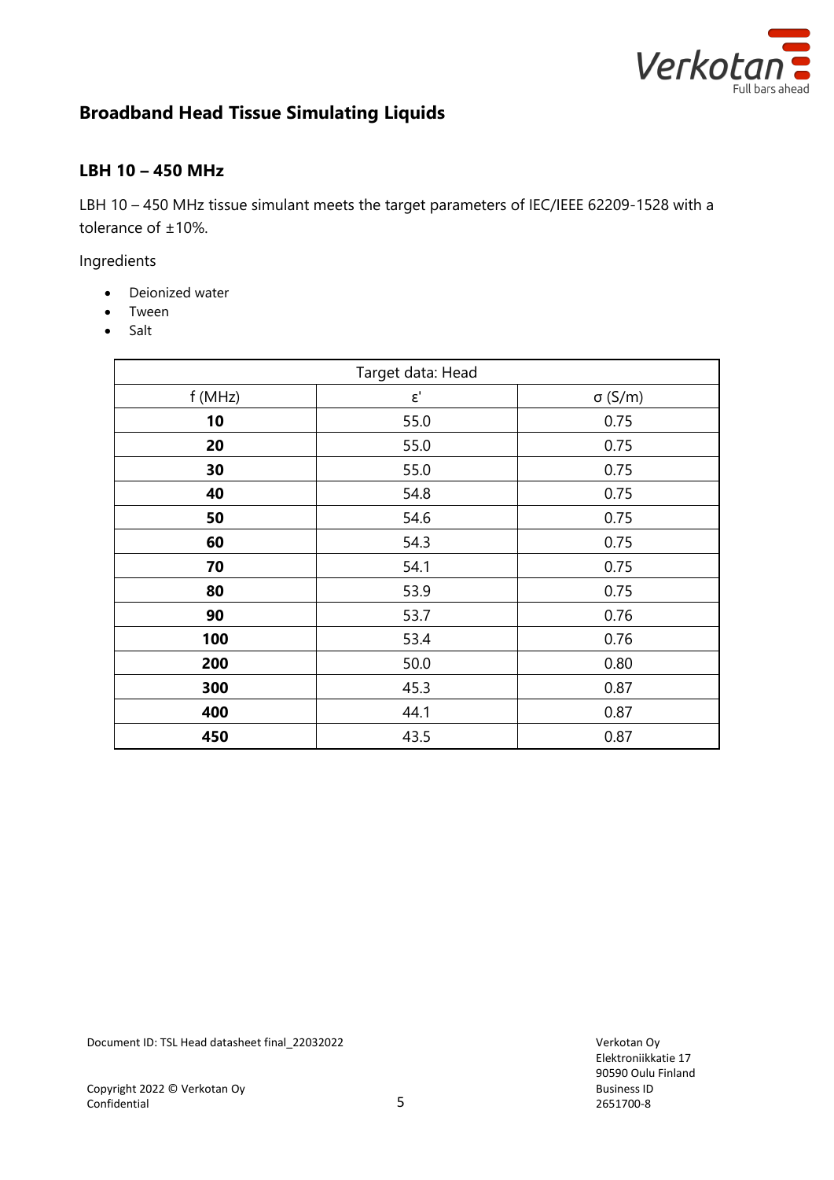## Broadband Head Tissue Simulating Liquids

### LBH 10 – 450 MHz

LBH 10 – 450 MHz tissue simulant meets the target parameters of IEC/IEEE 62209-1528 with a tolerance of ±10%.

Ingredients

- Deionized water
- Tween
- Salt

| Target data: Head | | |
|---|---|---|
| f (MHz) | ε' | σ (S/m) |
| **10** | 55.0 | 0.75 |
| **20** | 55.0 | 0.75 |
| **30** | 55.0 | 0.75 |
| **40** | 54.8 | 0.75 |
| **50** | 54.6 | 0.75 |
| **60** | 54.3 | 0.75 |
| **70** | 54.1 | 0.75 |
| **80** | 53.9 | 0.75 |
| **90** | 53.7 | 0.76 |
| **100** | 53.4 | 0.76 |
| **200** | 50.0 | 0.80 |
| **300** | 45.3 | 0.87 |
| **400** | 44.1 | 0.87 |
| **450** | 43.5 | 0.87 |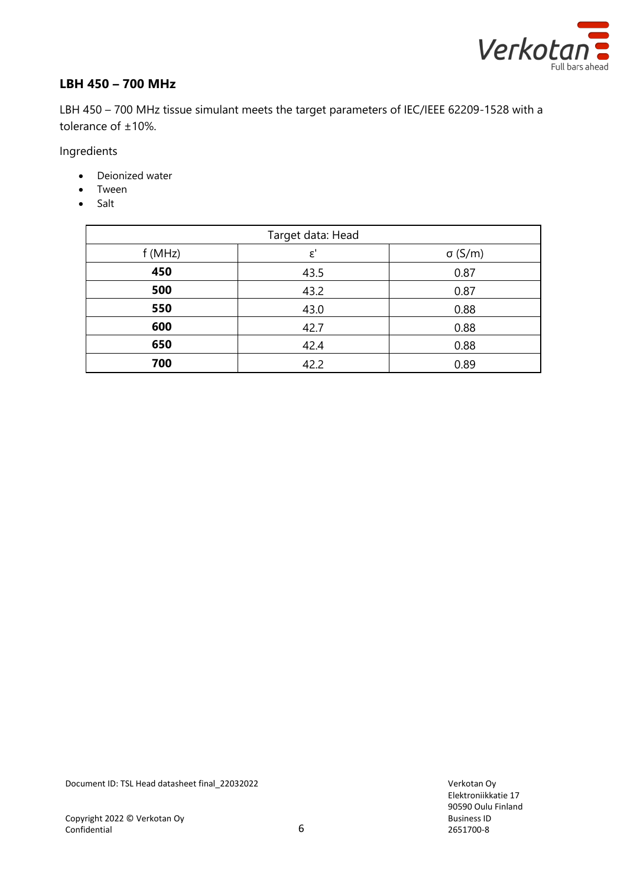## LBH 450 – 700 MHz

LBH 450 – 700 MHz tissue simulant meets the target parameters of IEC/IEEE 62209-1528 with a tolerance of ±10%.

Ingredients

- Deionized water
- Tween
- Salt

| Target data: Head | | |
|---|---|---|
| f (MHz) | ε' | σ (S/m) |
| **450** | 43.5 | 0.87 |
| **500** | 43.2 | 0.87 |
| **550** | 43.0 | 0.88 |
| **600** | 42.7 | 0.88 |
| **650** | 42.4 | 0.88 |
| **700** | 42.2 | 0.89 |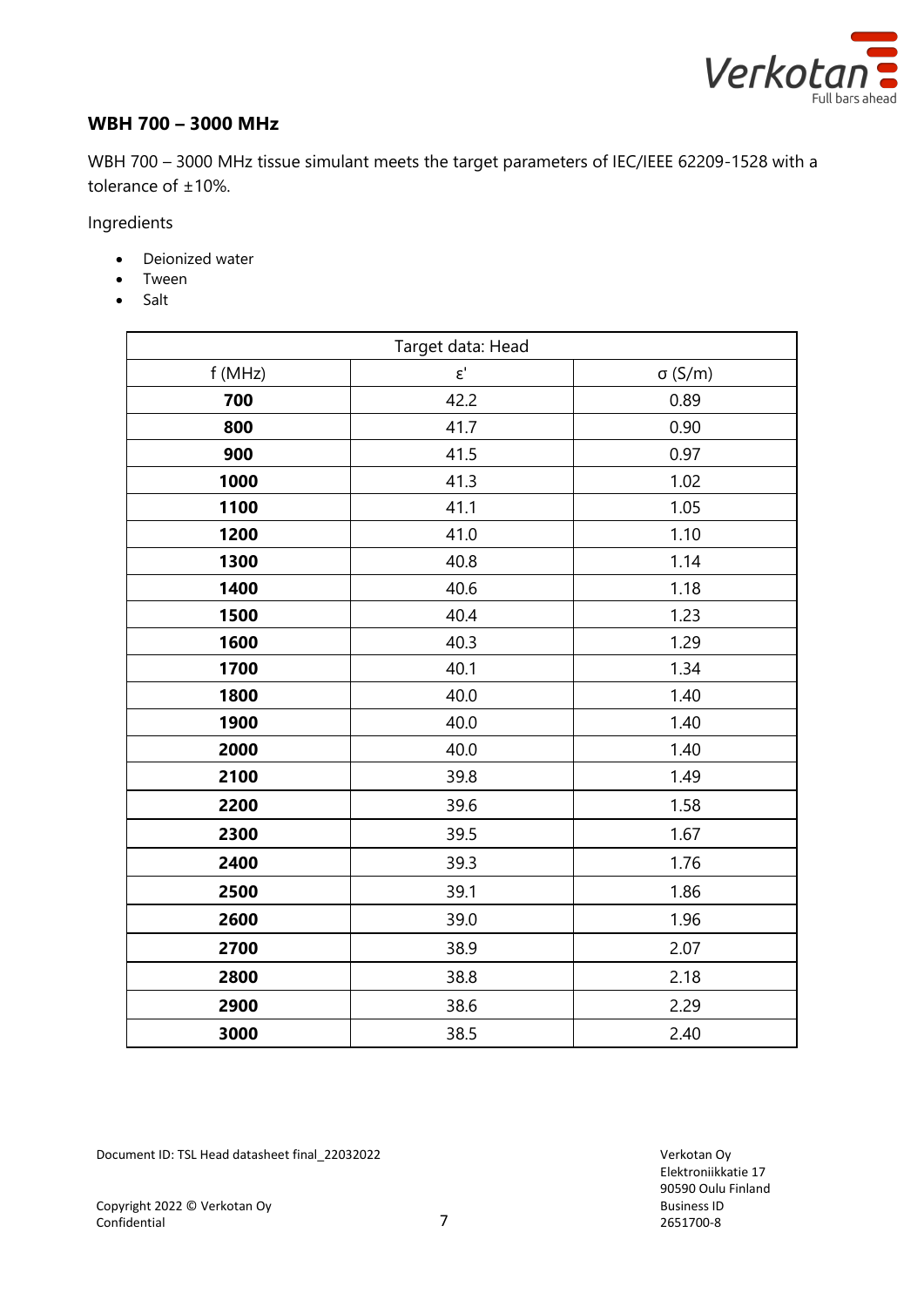## WBH 700 – 3000 MHz

WBH 700 – 3000 MHz tissue simulant meets the target parameters of IEC/IEEE 62209-1528 with a tolerance of ±10%.

Ingredients

- Deionized water
- Tween
- Salt

| Target data: Head | | |
|---|---|---|
| f (MHz) | ε' | σ (S/m) |
| **700** | 42.2 | 0.89 |
| **800** | 41.7 | 0.90 |
| **900** | 41.5 | 0.97 |
| **1000** | 41.3 | 1.02 |
| **1100** | 41.1 | 1.05 |
| **1200** | 41.0 | 1.10 |
| **1300** | 40.8 | 1.14 |
| **1400** | 40.6 | 1.18 |
| **1500** | 40.4 | 1.23 |
| **1600** | 40.3 | 1.29 |
| **1700** | 40.1 | 1.34 |
| **1800** | 40.0 | 1.40 |
| **1900** | 40.0 | 1.40 |
| **2000** | 40.0 | 1.40 |
| **2100** | 39.8 | 1.49 |
| **2200** | 39.6 | 1.58 |
| **2300** | 39.5 | 1.67 |
| **2400** | 39.3 | 1.76 |
| **2500** | 39.1 | 1.86 |
| **2600** | 39.0 | 1.96 |
| **2700** | 38.9 | 2.07 |
| **2800** | 38.8 | 2.18 |
| **2900** | 38.6 | 2.29 |
| **3000** | 38.5 | 2.40 |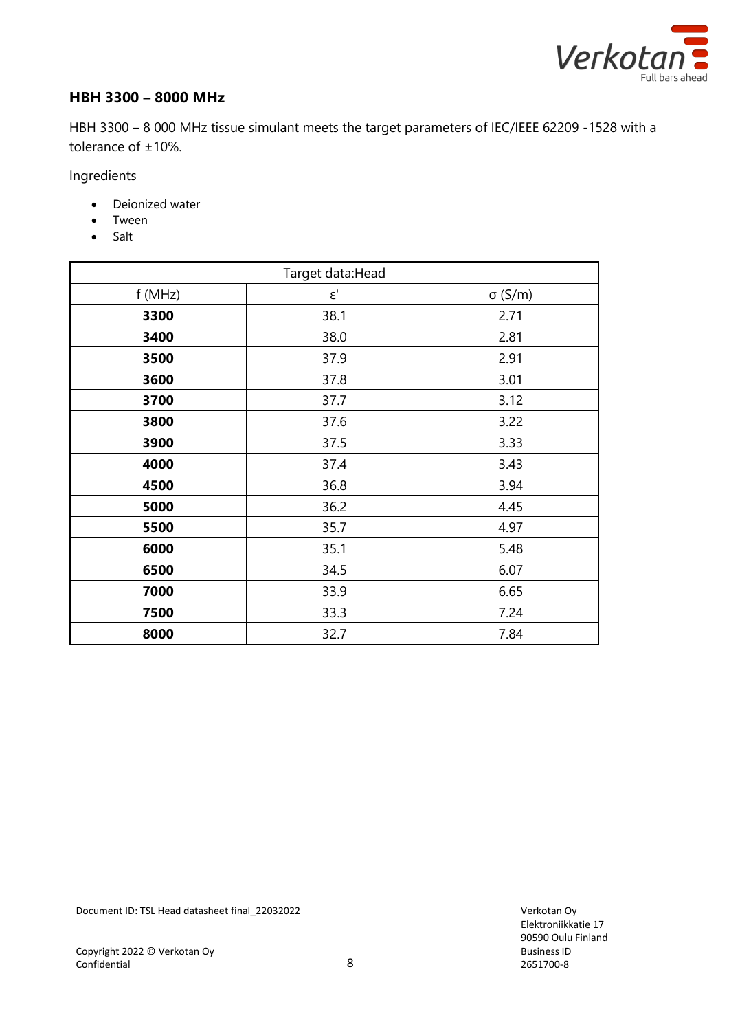## HBH 3300 – 8000 MHz

HBH 3300 – 8 000 MHz tissue simulant meets the target parameters of IEC/IEEE 62209 -1528 with a tolerance of ±10%.

Ingredients

- Deionized water
- Tween
- Salt

| Target data:Head | | |
|---|---|---|
| f (MHz) | ε' | σ (S/m) |
| **3300** | 38.1 | 2.71 |
| **3400** | 38.0 | 2.81 |
| **3500** | 37.9 | 2.91 |
| **3600** | 37.8 | 3.01 |
| **3700** | 37.7 | 3.12 |
| **3800** | 37.6 | 3.22 |
| **3900** | 37.5 | 3.33 |
| **4000** | 37.4 | 3.43 |
| **4500** | 36.8 | 3.94 |
| **5000** | 36.2 | 4.45 |
| **5500** | 35.7 | 4.97 |
| **6000** | 35.1 | 5.48 |
| **6500** | 34.5 | 6.07 |
| **7000** | 33.9 | 6.65 |
| **7500** | 33.3 | 7.24 |
| **8000** | 32.7 | 7.84 |